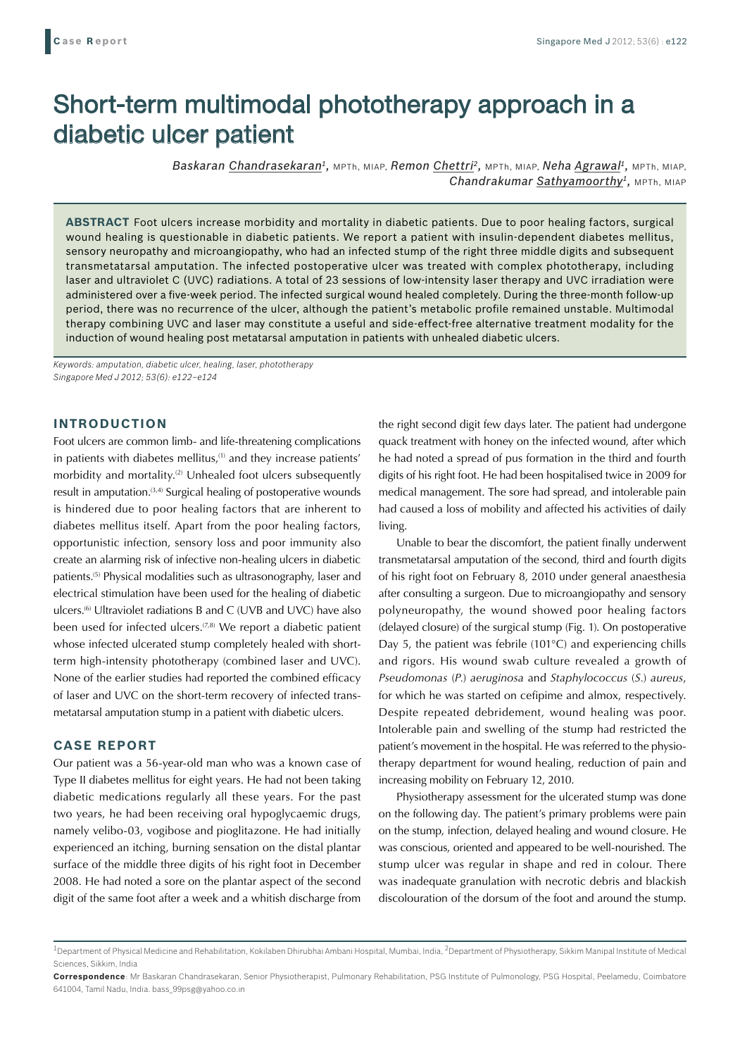**Case Report**

# Short-term multimodal phototherapy approach in a diabetic ulcer patient

*Baskaran Chandrasekaran*[1], MPTh, MIAP, *Remon Chettri*[2], MPTh, MIAP, *Neha Agrawal*[1], MPTh, MIAP, *Chandrakumar Sathyamoorthy*[1], MPTh, MIAP

**ABSTRACT** Foot ulcers increase morbidity and mortality in diabetic patients. Due to poor healing factors, surgical wound healing is questionable in diabetic patients. We report a patient with insulin-dependent diabetes mellitus, sensory neuropathy and microangiopathy, who had an infected stump of the right three middle digits and subsequent transmetatarsal amputation. The infected postoperative ulcer was treated with complex phototherapy, including laser and ultraviolet C (UVC) radiations. A total of 23 sessions of low-intensity laser therapy and UVC irradiation were administered over a five-week period. The infected surgical wound healed completely. During the three-month follow-up period, there was no recurrence of the ulcer, although the patient's metabolic profile remained unstable. Multimodal therapy combining UVC and laser may constitute a useful and side-effect-free alternative treatment modality for the induction of wound healing post metatarsal amputation in patients with unhealed diabetic ulcers.

*Keywords: amputation, diabetic ulcer, healing, laser, phototherapy*

## INTRODUCTION

Foot ulcers are common limb- and life-threatening complications in patients with diabetes mellitus,[1] and they increase patients' morbidity and mortality.[2] Unhealed foot ulcers subsequently result in amputation.[3,4] Surgical healing of postoperative wounds is hindered due to poor healing factors that are inherent to diabetes mellitus itself. Apart from the poor healing factors, opportunistic infection, sensory loss and poor immunity also create an alarming risk of infective non-healing ulcers in diabetic patients.[5] Physical modalities such as ultrasonography, laser and electrical stimulation have been used for the healing of diabetic ulcers.[6] Ultraviolet radiations B and C (UVB and UVC) have also been used for infected ulcers.[7,8] We report a diabetic patient whose infected ulcerated stump completely healed with short-term high-intensity phototherapy (combined laser and UVC). None of the earlier studies had reported the combined efficacy of laser and UVC on the short-term recovery of infected trans-metatarsal amputation stump in a patient with diabetic ulcers.

## CASE REPORT

Our patient was a 56-year-old man who was a known case of Type II diabetes mellitus for eight years. He had not been taking diabetic medications regularly all these years. For the past two years, he had been receiving oral hypoglycaemic drugs, namely velibo-03, vogibose and pioglitazone. He had initially experienced an itching, burning sensation on the distal plantar surface of the middle three digits of his right foot in December 2008. He had noted a sore on the plantar aspect of the second digit of the same foot after a week and a whitish discharge from the right second digit few days later. The patient had undergone quack treatment with honey on the infected wound, after which he had noted a spread of pus formation in the third and fourth digits of his right foot. He had been hospitalised twice in 2009 for medical management. The sore had spread, and intolerable pain had caused a loss of mobility and affected his activities of daily living.

Unable to bear the discomfort, the patient finally underwent transmetatarsal amputation of the second, third and fourth digits of his right foot on February 8, 2010 under general anaesthesia after consulting a surgeon. Due to microangiopathy and sensory polyneuropathy, the wound showed poor healing factors (delayed closure) of the surgical stump (Fig. 1). On postoperative Day 5, the patient was febrile (101°C) and experiencing chills and rigors. His wound swab culture revealed a growth of *Pseudomonas* (*P.*) *aeruginosa* and *Staphylococcus* (*S.*) *aureus*, for which he was started on cefipime and almox, respectively. Despite repeated debridement, wound healing was poor. Intolerable pain and swelling of the stump had restricted the patient's movement in the hospital. He was referred to the physiotherapy department for wound healing, reduction of pain and increasing mobility on February 12, 2010.

Physiotherapy assessment for the ulcerated stump was done on the following day. The patient's primary problems were pain on the stump, infection, delayed healing and wound closure. He was conscious, oriented and appeared to be well-nourished. The stump ulcer was regular in shape and red in colour. There was inadequate granulation with necrotic debris and blackish discolouration of the dorsum of the foot and around the stump.

---

[1]Department of Physical Medicine and Rehabilitation, Kokilaben Dhirubhai Ambani Hospital, Mumbai, India, [2]Department of Physiotherapy, Sikkim Manipal Institute of Medical Sciences, Sikkim, India

**Correspondence**: Mr Baskaran Chandrasekaran, Senior Physiotherapist, Pulmonary Rehabilitation, PSG Institute of Pulmonology, PSG Hospital, Peelamedu, Coimbatore 641004, Tamil Nadu, India. bass_99psg@yahoo.co.in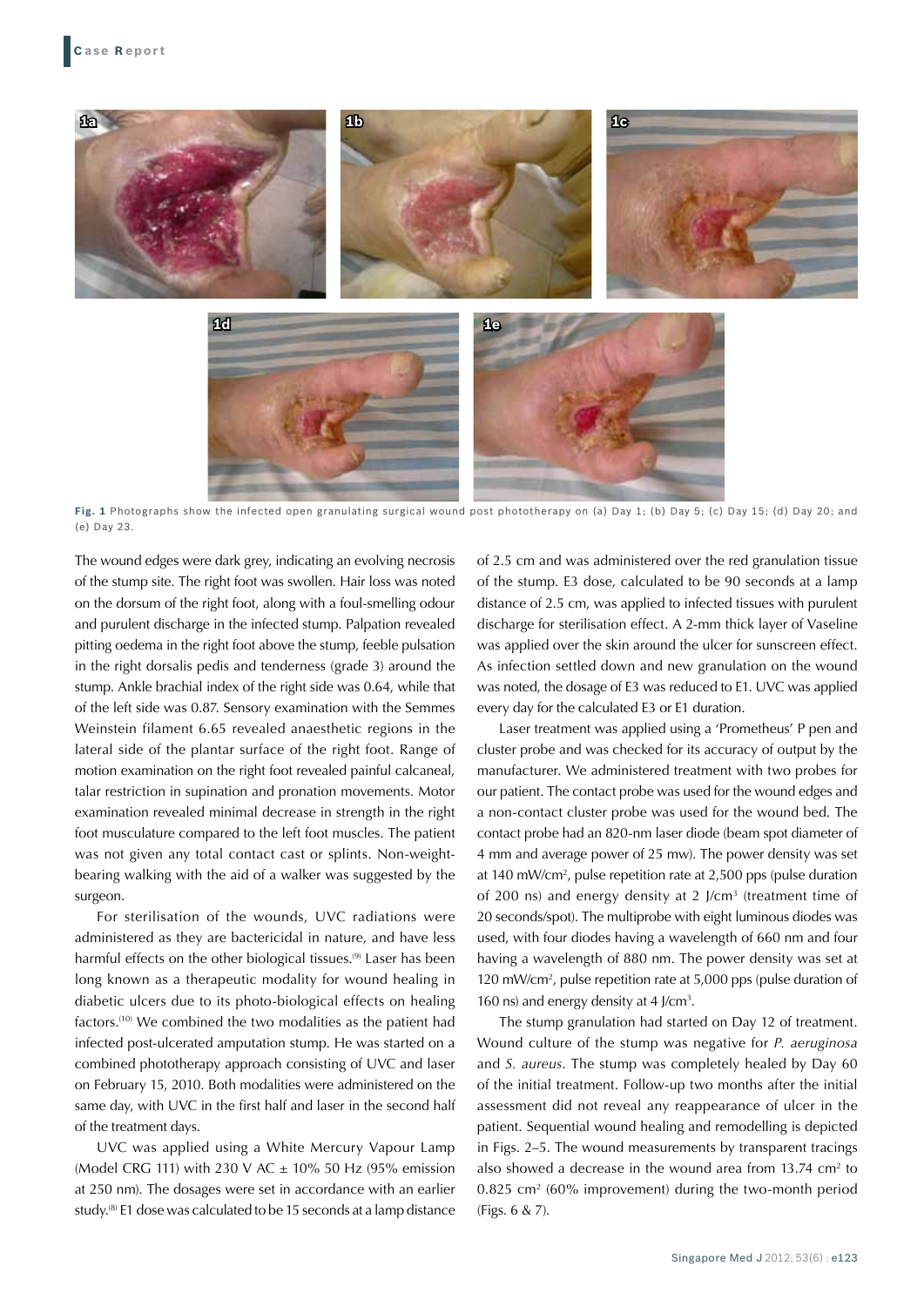Fig. 1 Photographs show the infected open granulating surgical wound post phototherapy on (a) Day 1; (b) Day 5; (c) Day 15; (d) Day 20; and (e) Day 23.

The wound edges were dark grey, indicating an evolving necrosis of the stump site. The right foot was swollen. Hair loss was noted on the dorsum of the right foot, along with a foul-smelling odour and purulent discharge in the infected stump. Palpation revealed pitting oedema in the right foot above the stump, feeble pulsation in the right dorsalis pedis and tenderness (grade 3) around the stump. Ankle brachial index of the right side was 0.64, while that of the left side was 0.87. Sensory examination with the Semmes Weinstein filament 6.65 revealed anaesthetic regions in the lateral side of the plantar surface of the right foot. Range of motion examination on the right foot revealed painful calcaneal, talar restriction in supination and pronation movements. Motor examination revealed minimal decrease in strength in the right foot musculature compared to the left foot muscles. The patient was not given any total contact cast or splints. Non-weight-bearing walking with the aid of a walker was suggested by the surgeon.

For sterilisation of the wounds, UVC radiations were administered as they are bactericidal in nature, and have less harmful effects on the other biological tissues.[9] Laser has been long known as a therapeutic modality for wound healing in diabetic ulcers due to its photo-biological effects on healing factors.[10] We combined the two modalities as the patient had infected post-ulcerated amputation stump. He was started on a combined phototherapy approach consisting of UVC and laser on February 15, 2010. Both modalities were administered on the same day, with UVC in the first half and laser in the second half of the treatment days.

UVC was applied using a White Mercury Vapour Lamp (Model CRG 111) with 230 V AC ± 10% 50 Hz (95% emission at 250 nm). The dosages were set in accordance with an earlier study.[8] E1 dose was calculated to be 15 seconds at a lamp distance of 2.5 cm and was administered over the red granulation tissue of the stump. E3 dose, calculated to be 90 seconds at a lamp distance of 2.5 cm, was applied to infected tissues with purulent discharge for sterilisation effect. A 2-mm thick layer of Vaseline was applied over the skin around the ulcer for sunscreen effect. As infection settled down and new granulation on the wound was noted, the dosage of E3 was reduced to E1. UVC was applied every day for the calculated E3 or E1 duration.

Laser treatment was applied using a 'Prometheus' P pen and cluster probe and was checked for its accuracy of output by the manufacturer. We administered treatment with two probes for our patient. The contact probe was used for the wound edges and a non-contact cluster probe was used for the wound bed. The contact probe had an 820-nm laser diode (beam spot diameter of 4 mm and average power of 25 mw). The power density was set at 140 $mW/cm^2$, pulse repetition rate at 2,500 pps (pulse duration of 200 ns) and energy density at 2 $J/cm^3$ (treatment time of 20 seconds/spot). The multiprobe with eight luminous diodes was used, with four diodes having a wavelength of 660 nm and four having a wavelength of 880 nm. The power density was set at 120 $mW/cm^2$, pulse repetition rate at 5,000 pps (pulse duration of 160 ns) and energy density at 4 $J/cm^3$.

The stump granulation had started on Day 12 of treatment. Wound culture of the stump was negative for *P. aeruginosa* and *S. aureus*. The stump was completely healed by Day 60 of the initial treatment. Follow-up two months after the initial assessment did not reveal any reappearance of ulcer in the patient. Sequential wound healing and remodelling is depicted in Figs. 2–5. The wound measurements by transparent tracings also showed a decrease in the wound area from 13.74 $cm^2$ to 0.825 $cm^2$ (60% improvement) during the two-month period (Figs. 6 & 7).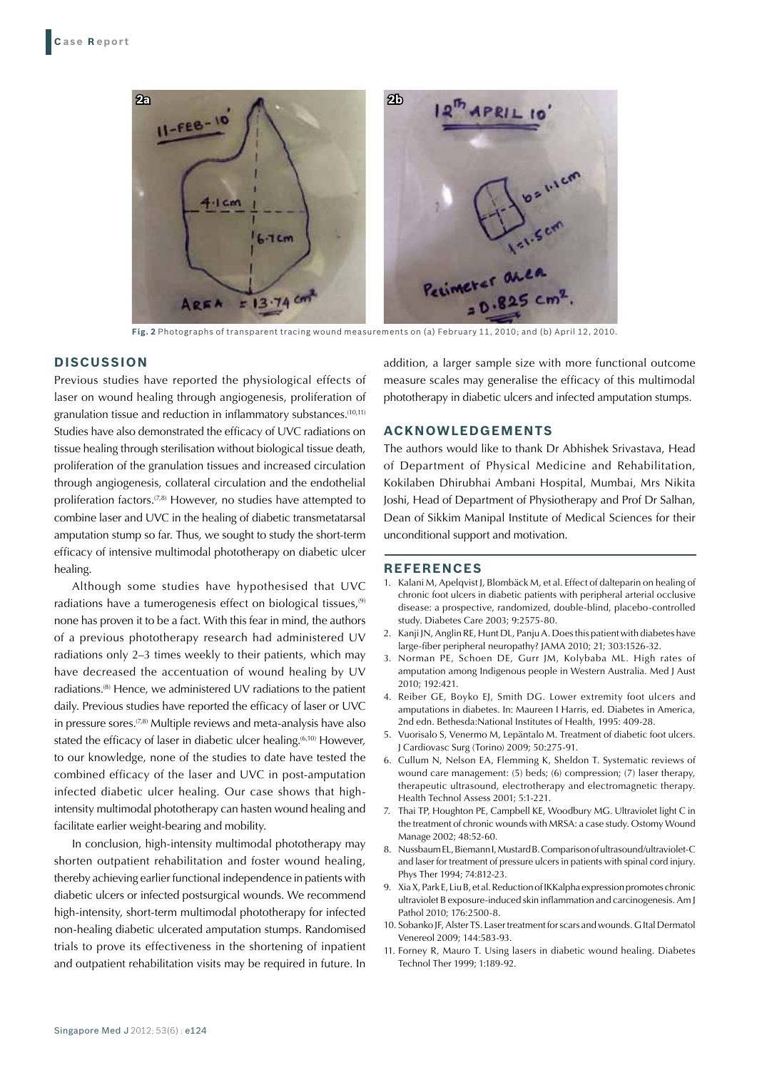Fig. 2 Photographs of transparent tracing wound measurements on (a) February 11, 2010; and (b) April 12, 2010.

## DISCUSSION

Previous studies have reported the physiological effects of laser on wound healing through angiogenesis, proliferation of granulation tissue and reduction in inflammatory substances.[10,11] Studies have also demonstrated the efficacy of UVC radiations on tissue healing through sterilisation without biological tissue death, proliferation of the granulation tissues and increased circulation through angiogenesis, collateral circulation and the endothelial proliferation factors.[7,8] However, no studies have attempted to combine laser and UVC in the healing of diabetic transmetatarsal amputation stump so far. Thus, we sought to study the short-term efficacy of intensive multimodal phototherapy on diabetic ulcer healing.

Although some studies have hypothesised that UVC radiations have a tumerogenesis effect on biological tissues,[9] none has proven it to be a fact. With this fear in mind, the authors of a previous phototherapy research had administered UV radiations only 2–3 times weekly to their patients, which may have decreased the accentuation of wound healing by UV radiations.[8] Hence, we administered UV radiations to the patient daily. Previous studies have reported the efficacy of laser or UVC in pressure sores.[7,8] Multiple reviews and meta-analysis have also stated the efficacy of laser in diabetic ulcer healing.[6,10] However, to our knowledge, none of the studies to date have tested the combined efficacy of the laser and UVC in post-amputation infected diabetic ulcer healing. Our case shows that high-intensity multimodal phototherapy can hasten wound healing and facilitate earlier weight-bearing and mobility.

In conclusion, high-intensity multimodal phototherapy may shorten outpatient rehabilitation and foster wound healing, thereby achieving earlier functional independence in patients with diabetic ulcers or infected postsurgical wounds. We recommend high-intensity, short-term multimodal phototherapy for infected non-healing diabetic ulcerated amputation stumps. Randomised trials to prove its effectiveness in the shortening of inpatient and outpatient rehabilitation visits may be required in future. In addition, a larger sample size with more functional outcome measure scales may generalise the efficacy of this multimodal phototherapy in diabetic ulcers and infected amputation stumps.

## ACKNOWLEDGEMENTS

The authors would like to thank Dr Abhishek Srivastava, Head of Department of Physical Medicine and Rehabilitation, Kokilaben Dhirubhai Ambani Hospital, Mumbai, Mrs Nikita Joshi, Head of Department of Physiotherapy and Prof Dr Salhan, Dean of Sikkim Manipal Institute of Medical Sciences for their unconditional support and motivation.

## REFERENCES

1. Kalani M, Apelqvist J, Blombäck M, et al. Effect of dalteparin on healing of chronic foot ulcers in diabetic patients with peripheral arterial occlusive disease: a prospective, randomized, double-blind, placebo-controlled study. Diabetes Care 2003; 9:2575-80.
2. Kanji JN, Anglin RE, Hunt DL, Panju A. Does this patient with diabetes have large-fiber peripheral neuropathy? JAMA 2010; 21; 303:1526-32.
3. Norman PE, Schoen DE, Gurr JM, Kolybaba ML. High rates of amputation among Indigenous people in Western Australia. Med J Aust 2010; 192:421.
4. Reiber GE, Boyko EJ, Smith DG. Lower extremity foot ulcers and amputations in diabetes. In: Maureen I Harris, ed. Diabetes in America, 2nd edn. Bethesda:National Institutes of Health, 1995: 409-28.
5. Vuorisalo S, Venermo M, Lepäntalo M. Treatment of diabetic foot ulcers. J Cardiovasc Surg (Torino) 2009; 50:275-91.
6. Cullum N, Nelson EA, Flemming K, Sheldon T. Systematic reviews of wound care management: (5) beds; (6) compression; (7) laser therapy, therapeutic ultrasound, electrotherapy and electromagnetic therapy. Health Technol Assess 2001; 5:1-221.
7. Thai TP, Houghton PE, Campbell KE, Woodbury MG. Ultraviolet light C in the treatment of chronic wounds with MRSA: a case study. Ostomy Wound Manage 2002; 48:52-60.
8. Nussbaum EL, Biemann I, Mustard B. Comparison of ultrasound/ultraviolet-C and laser for treatment of pressure ulcers in patients with spinal cord injury. Phys Ther 1994; 74:812-23.
9. Xia X, Park E, Liu B, et al. Reduction of IKKalpha expression promotes chronic ultraviolet B exposure-induced skin inflammation and carcinogenesis. Am J Pathol 2010; 176:2500-8.
10. Sobanko JF, Alster TS. Laser treatment for scars and wounds. G Ital Dermatol Venereol 2009; 144:583-93.
11. Forney R, Mauro T. Using lasers in diabetic wound healing. Diabetes Technol Ther 1999; 1:189-92.